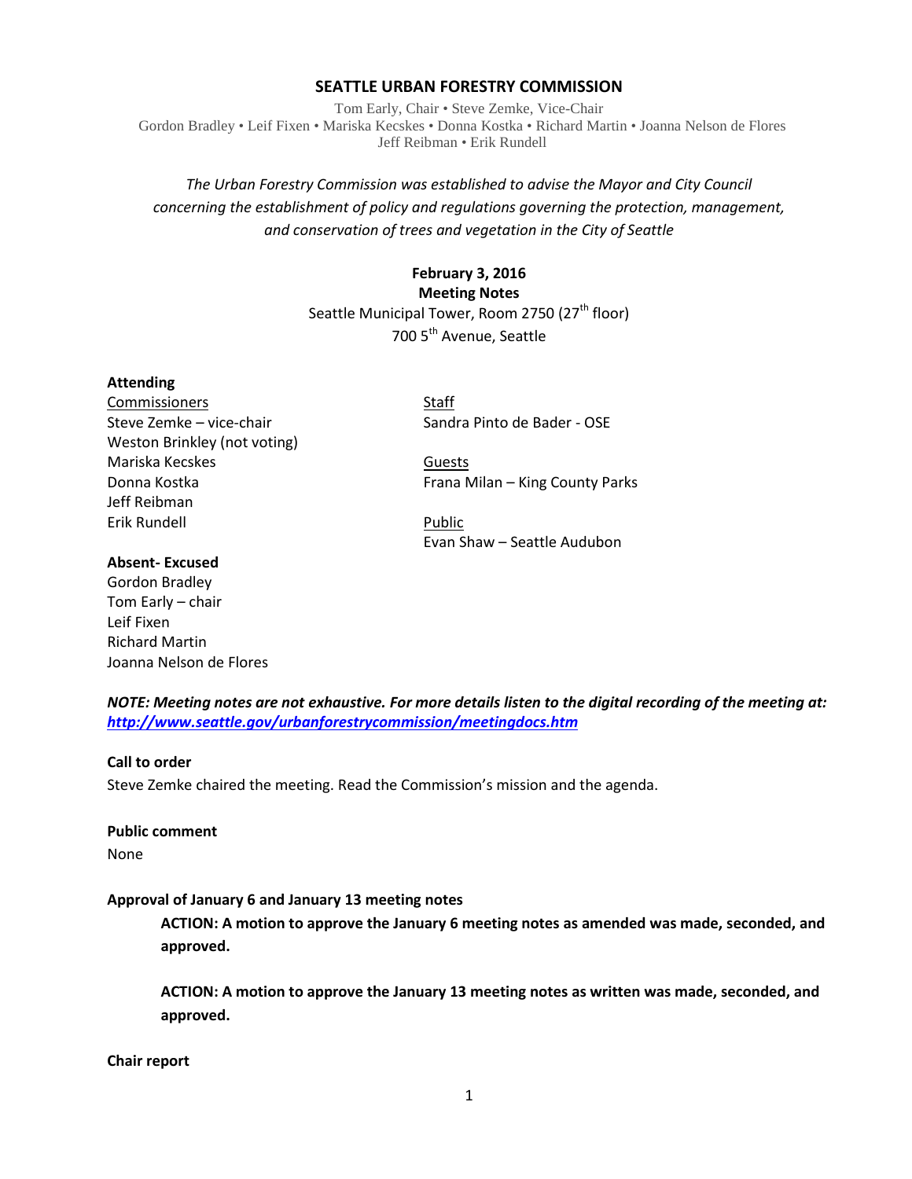## SEATTLE URBAN FORESTRY COMMISSION

Tom Early, Chair • Steve Zemke, Vice-Chair
Gordon Bradley • Leif Fixen • Mariska Kecskes • Donna Kostka • Richard Martin • Joanna Nelson de Flores
Jeff Reibman • Erik Rundell

*The Urban Forestry Commission was established to advise the Mayor and City Council concerning the establishment of policy and regulations governing the protection, management, and conservation of trees and vegetation in the City of Seattle*

**February 3, 2016**
**Meeting Notes**
Seattle Municipal Tower, Room 2750 (27th floor)
700 5th Avenue, Seattle

**Attending**

Commissioners
Steve Zemke – vice-chair
Weston Brinkley (not voting)
Mariska Kecskes
Donna Kostka
Jeff Reibman
Erik Rundell

Staff
Sandra Pinto de Bader - OSE

Guests
Frana Milan – King County Parks

Public
Evan Shaw – Seattle Audubon

**Absent- Excused**
Gordon Bradley
Tom Early – chair
Leif Fixen
Richard Martin
Joanna Nelson de Flores

***NOTE: Meeting notes are not exhaustive. For more details listen to the digital recording of the meeting at: http://www.seattle.gov/urbanforestrycommission/meetingdocs.htm***

**Call to order**
Steve Zemke chaired the meeting. Read the Commission's mission and the agenda.

**Public comment**
None

**Approval of January 6 and January 13 meeting notes**

**ACTION: A motion to approve the January 6 meeting notes as amended was made, seconded, and approved.**

**ACTION: A motion to approve the January 13 meeting notes as written was made, seconded, and approved.**

**Chair report**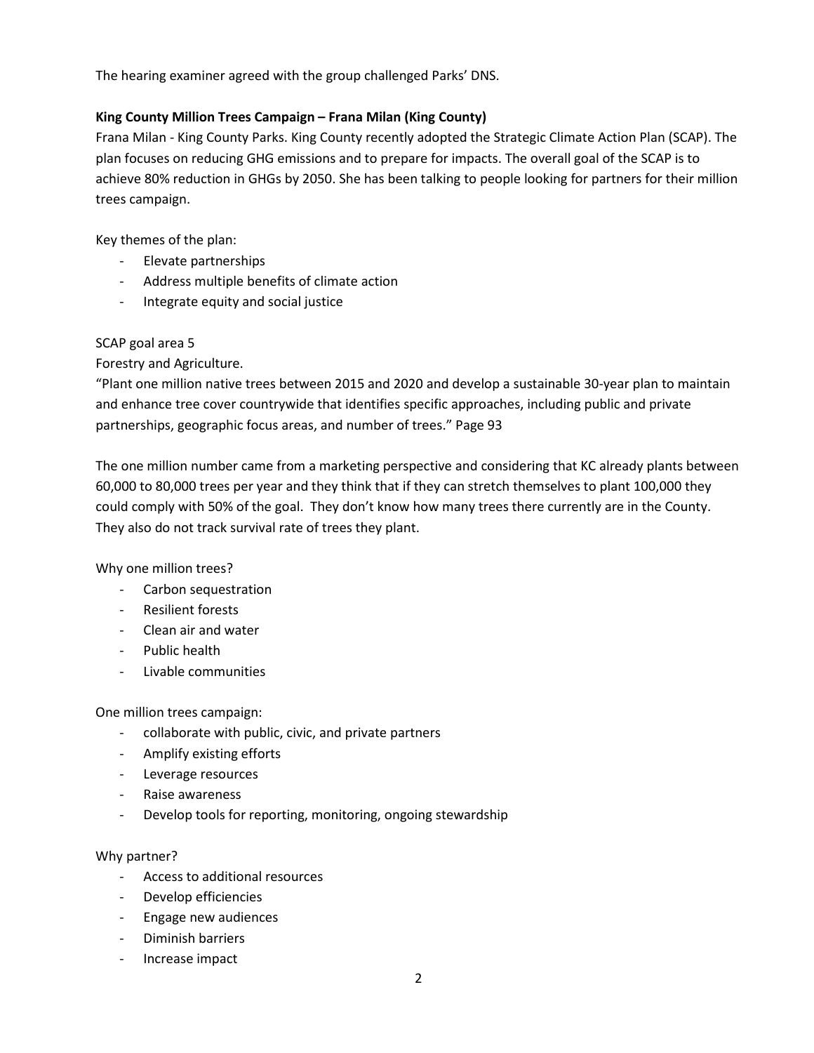The hearing examiner agreed with the group challenged Parks' DNS.

**King County Million Trees Campaign – Frana Milan (King County)**

Frana Milan - King County Parks. King County recently adopted the Strategic Climate Action Plan (SCAP). The plan focuses on reducing GHG emissions and to prepare for impacts. The overall goal of the SCAP is to achieve 80% reduction in GHGs by 2050. She has been talking to people looking for partners for their million trees campaign.

Key themes of the plan:

- Elevate partnerships
- Address multiple benefits of climate action
- Integrate equity and social justice

SCAP goal area 5

Forestry and Agriculture.

"Plant one million native trees between 2015 and 2020 and develop a sustainable 30-year plan to maintain and enhance tree cover countrywide that identifies specific approaches, including public and private partnerships, geographic focus areas, and number of trees." Page 93

The one million number came from a marketing perspective and considering that KC already plants between 60,000 to 80,000 trees per year and they think that if they can stretch themselves to plant 100,000 they could comply with 50% of the goal. They don't know how many trees there currently are in the County. They also do not track survival rate of trees they plant.

Why one million trees?

- Carbon sequestration
- Resilient forests
- Clean air and water
- Public health
- Livable communities

One million trees campaign:

- collaborate with public, civic, and private partners
- Amplify existing efforts
- Leverage resources
- Raise awareness
- Develop tools for reporting, monitoring, ongoing stewardship

Why partner?

- Access to additional resources
- Develop efficiencies
- Engage new audiences
- Diminish barriers
- Increase impact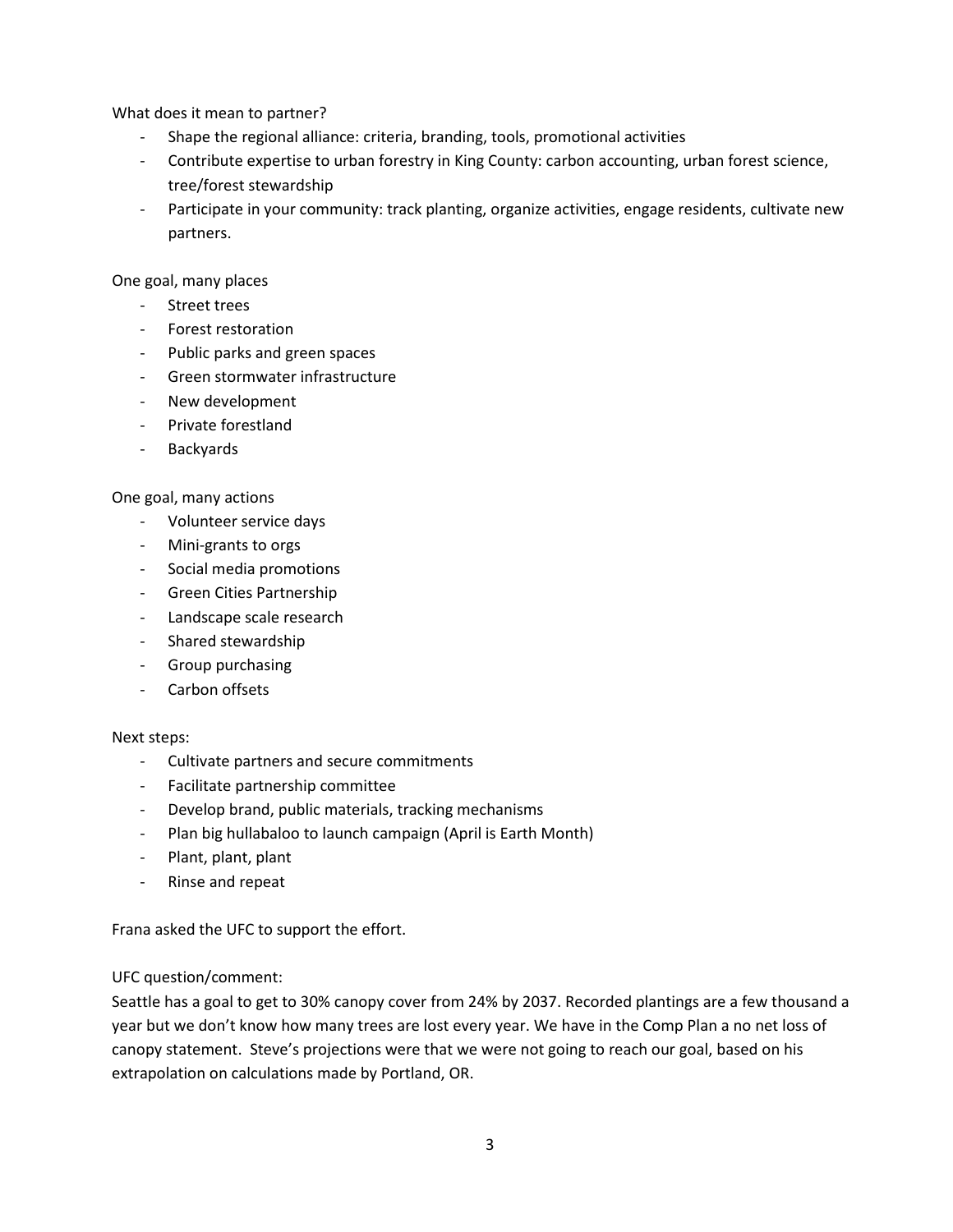What does it mean to partner?

- Shape the regional alliance: criteria, branding, tools, promotional activities
- Contribute expertise to urban forestry in King County: carbon accounting, urban forest science, tree/forest stewardship
- Participate in your community: track planting, organize activities, engage residents, cultivate new partners.

One goal, many places

- Street trees
- Forest restoration
- Public parks and green spaces
- Green stormwater infrastructure
- New development
- Private forestland
- Backyards

One goal, many actions

- Volunteer service days
- Mini-grants to orgs
- Social media promotions
- Green Cities Partnership
- Landscape scale research
- Shared stewardship
- Group purchasing
- Carbon offsets

Next steps:

- Cultivate partners and secure commitments
- Facilitate partnership committee
- Develop brand, public materials, tracking mechanisms
- Plan big hullabaloo to launch campaign (April is Earth Month)
- Plant, plant, plant
- Rinse and repeat

Frana asked the UFC to support the effort.

UFC question/comment:

Seattle has a goal to get to 30% canopy cover from 24% by 2037. Recorded plantings are a few thousand a year but we don't know how many trees are lost every year. We have in the Comp Plan a no net loss of canopy statement. Steve's projections were that we were not going to reach our goal, based on his extrapolation on calculations made by Portland, OR.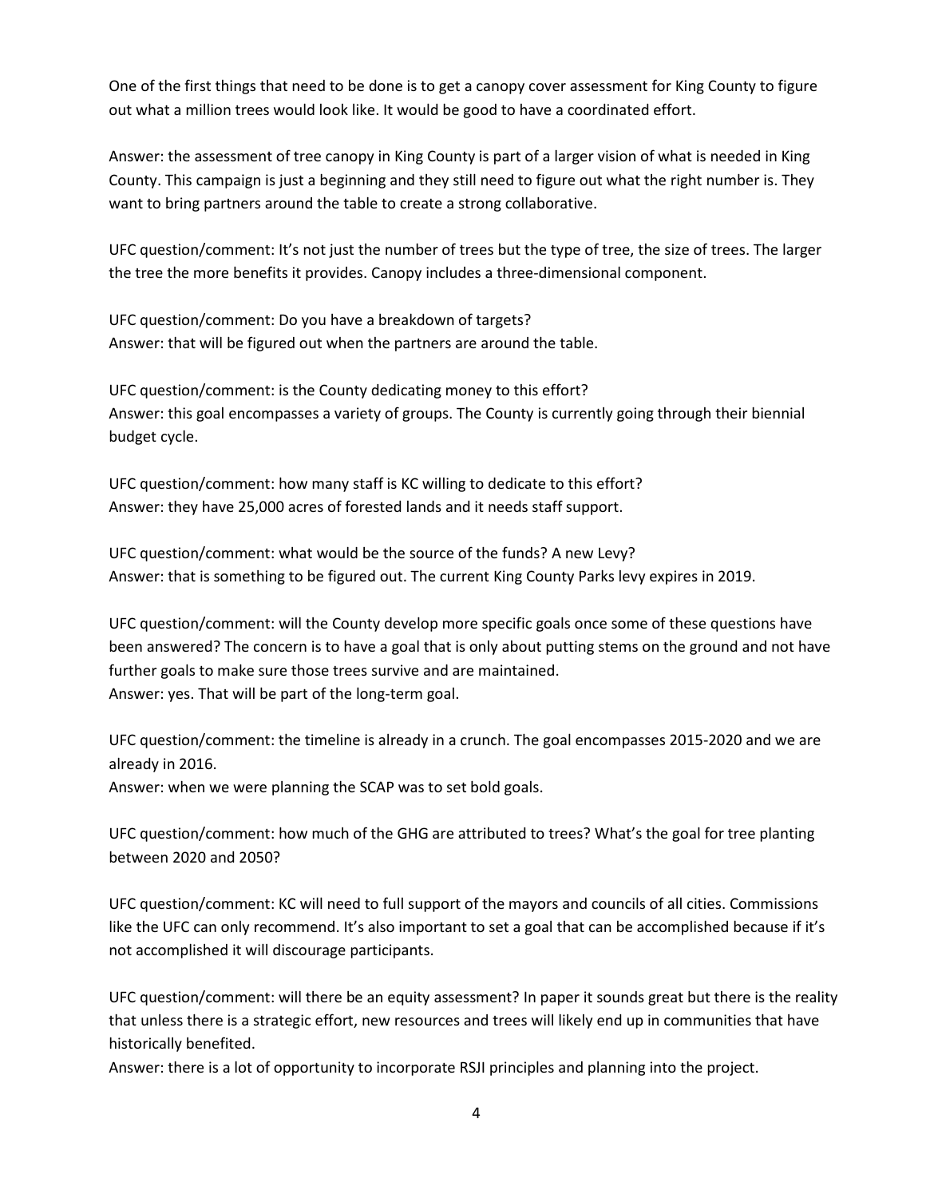One of the first things that need to be done is to get a canopy cover assessment for King County to figure out what a million trees would look like. It would be good to have a coordinated effort.

Answer: the assessment of tree canopy in King County is part of a larger vision of what is needed in King County. This campaign is just a beginning and they still need to figure out what the right number is. They want to bring partners around the table to create a strong collaborative.

UFC question/comment: It's not just the number of trees but the type of tree, the size of trees. The larger the tree the more benefits it provides. Canopy includes a three-dimensional component.

UFC question/comment: Do you have a breakdown of targets?
Answer: that will be figured out when the partners are around the table.

UFC question/comment: is the County dedicating money to this effort?
Answer: this goal encompasses a variety of groups. The County is currently going through their biennial budget cycle.

UFC question/comment: how many staff is KC willing to dedicate to this effort?
Answer: they have 25,000 acres of forested lands and it needs staff support.

UFC question/comment: what would be the source of the funds? A new Levy?
Answer: that is something to be figured out. The current King County Parks levy expires in 2019.

UFC question/comment: will the County develop more specific goals once some of these questions have been answered? The concern is to have a goal that is only about putting stems on the ground and not have further goals to make sure those trees survive and are maintained.
Answer: yes. That will be part of the long-term goal.

UFC question/comment: the timeline is already in a crunch. The goal encompasses 2015-2020 and we are already in 2016.
Answer: when we were planning the SCAP was to set bold goals.

UFC question/comment: how much of the GHG are attributed to trees? What's the goal for tree planting between 2020 and 2050?

UFC question/comment: KC will need to full support of the mayors and councils of all cities. Commissions like the UFC can only recommend. It's also important to set a goal that can be accomplished because if it's not accomplished it will discourage participants.

UFC question/comment: will there be an equity assessment? In paper it sounds great but there is the reality that unless there is a strategic effort, new resources and trees will likely end up in communities that have historically benefited.
Answer: there is a lot of opportunity to incorporate RSJI principles and planning into the project.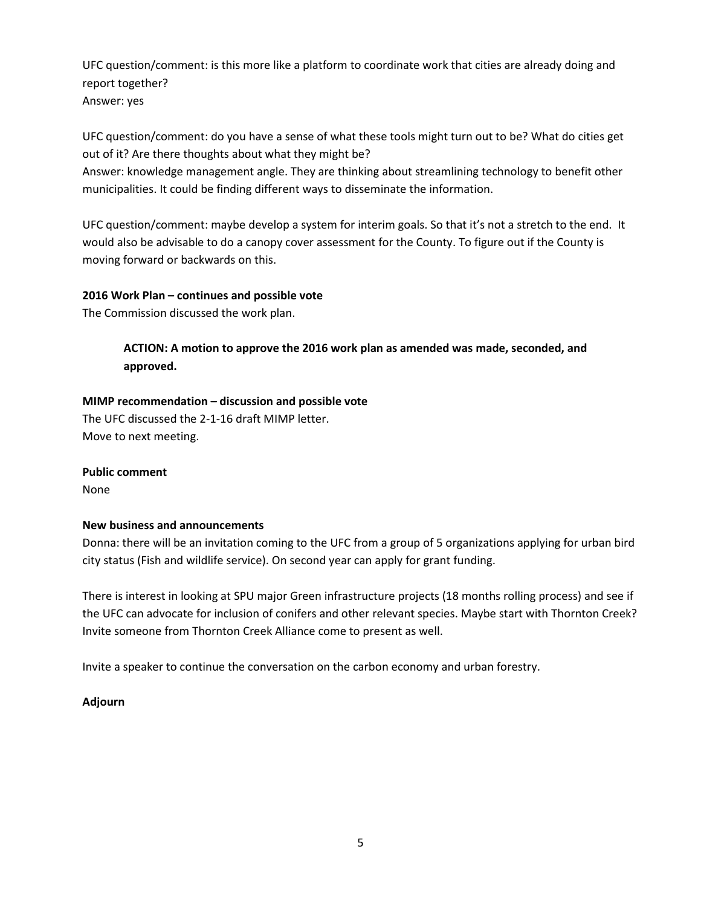UFC question/comment: is this more like a platform to coordinate work that cities are already doing and report together?
Answer: yes

UFC question/comment: do you have a sense of what these tools might turn out to be? What do cities get out of it? Are there thoughts about what they might be?
Answer: knowledge management angle. They are thinking about streamlining technology to benefit other municipalities. It could be finding different ways to disseminate the information.

UFC question/comment: maybe develop a system for interim goals. So that it's not a stretch to the end. It would also be advisable to do a canopy cover assessment for the County. To figure out if the County is moving forward or backwards on this.

**2016 Work Plan – continues and possible vote**
The Commission discussed the work plan.

> **ACTION: A motion to approve the 2016 work plan as amended was made, seconded, and approved.**

**MIMP recommendation – discussion and possible vote**
The UFC discussed the 2-1-16 draft MIMP letter.
Move to next meeting.

**Public comment**
None

**New business and announcements**
Donna: there will be an invitation coming to the UFC from a group of 5 organizations applying for urban bird city status (Fish and wildlife service). On second year can apply for grant funding.

There is interest in looking at SPU major Green infrastructure projects (18 months rolling process) and see if the UFC can advocate for inclusion of conifers and other relevant species. Maybe start with Thornton Creek? Invite someone from Thornton Creek Alliance come to present as well.

Invite a speaker to continue the conversation on the carbon economy and urban forestry.

**Adjourn**